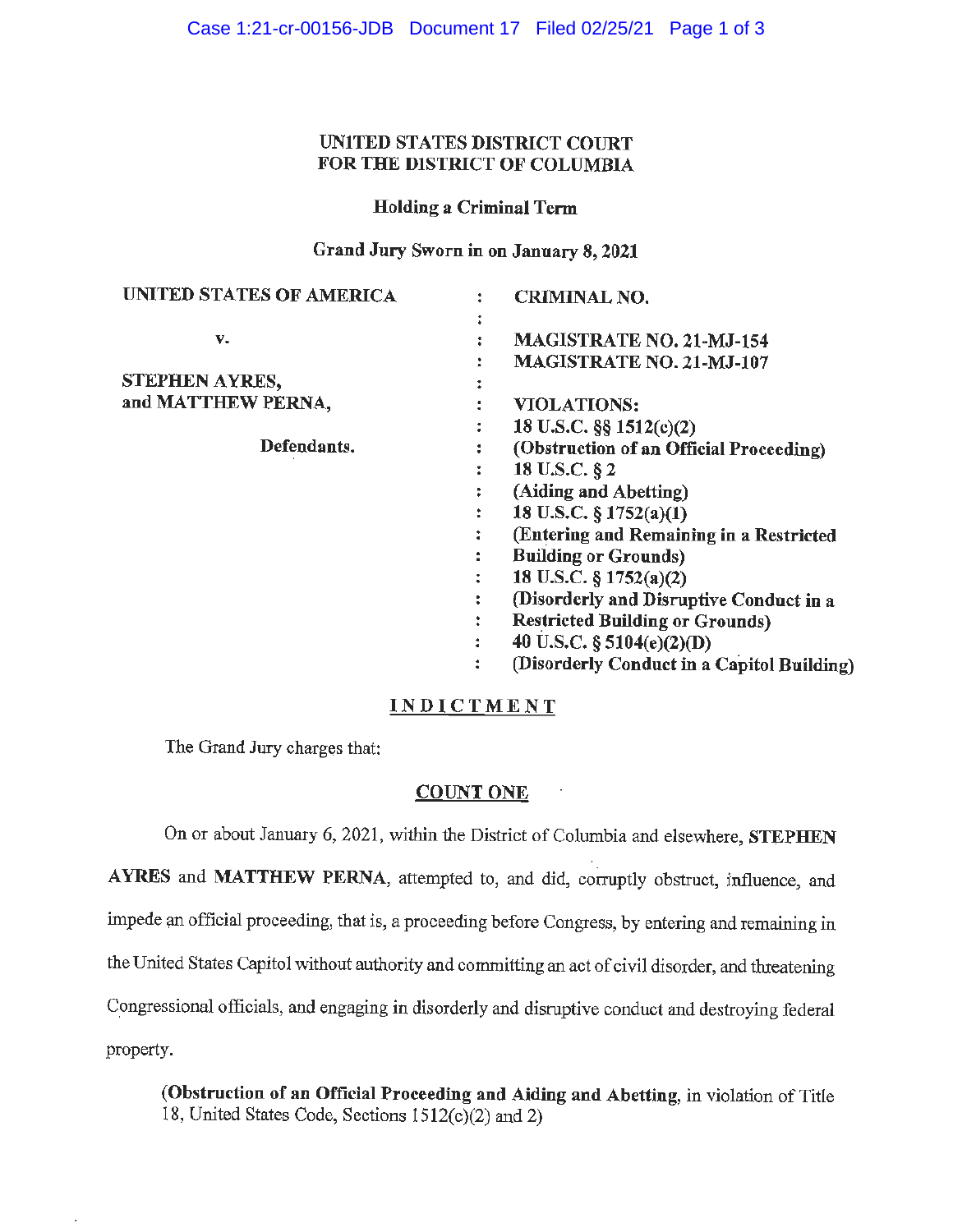**UNITED STATES DISTRICT COURT**
**FOR THE DISTRICT OF COLUMBIA**

**Holding a Criminal Term**

**Grand Jury Sworn in on January 8, 2021**

| | | |
|---|---|---|
| **UNITED STATES OF AMERICA** | : | **CRIMINAL NO.** |
| | : | |
| **v.** | : | **MAGISTRATE NO. 21-MJ-154** |
| | : | **MAGISTRATE NO. 21-MJ-107** |
| **STEPHEN AYRES,** | : | |
| **and MATTHEW PERNA,** | : | **VIOLATIONS:** |
| | : | **18 U.S.C. §§ 1512(c)(2)** |
| **Defendants.** | : | **(Obstruction of an Official Proceeding)** |
| | : | **18 U.S.C. § 2** |
| | : | **(Aiding and Abetting)** |
| | : | **18 U.S.C. § 1752(a)(1)** |
| | : | **(Entering and Remaining in a Restricted Building or Grounds)** |
| | : | **18 U.S.C. § 1752(a)(2)** |
| | : | **(Disorderly and Disruptive Conduct in a Restricted Building or Grounds)** |
| | : | **40 U.S.C. § 5104(e)(2)(D)** |
| | : | **(Disorderly Conduct in a Capitol Building)** |

## INDICTMENT

The Grand Jury charges that:

### COUNT ONE

On or about January 6, 2021, within the District of Columbia and elsewhere, **STEPHEN AYRES** and **MATTHEW PERNA**, attempted to, and did, corruptly obstruct, influence, and impede an official proceeding, that is, a proceeding before Congress, by entering and remaining in the United States Capitol without authority and committing an act of civil disorder, and threatening Congressional officials, and engaging in disorderly and disruptive conduct and destroying federal property.

**(Obstruction of an Official Proceeding and Aiding and Abetting**, in violation of Title 18, United States Code, Sections 1512(c)(2) and 2)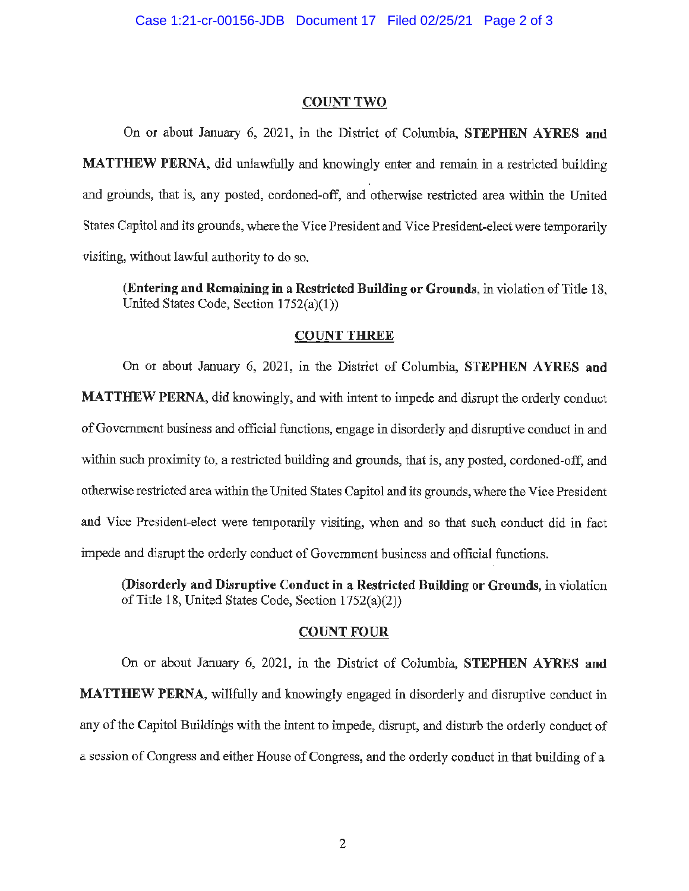## COUNT TWO

On or about January 6, 2021, in the District of Columbia, **STEPHEN AYRES and MATTHEW PERNA**, did unlawfully and knowingly enter and remain in a restricted building and grounds, that is, any posted, cordoned-off, and otherwise restricted area within the United States Capitol and its grounds, where the Vice President and Vice President-elect were temporarily visiting, without lawful authority to do so.

> (**Entering and Remaining in a Restricted Building or Grounds**, in violation of Title 18, United States Code, Section 1752(a)(1))

## COUNT THREE

On or about January 6, 2021, in the District of Columbia, **STEPHEN AYRES and MATTHEW PERNA**, did knowingly, and with intent to impede and disrupt the orderly conduct of Government business and official functions, engage in disorderly and disruptive conduct in and within such proximity to, a restricted building and grounds, that is, any posted, cordoned-off, and otherwise restricted area within the United States Capitol and its grounds, where the Vice President and Vice President-elect were temporarily visiting, when and so that such conduct did in fact impede and disrupt the orderly conduct of Government business and official functions.

> (**Disorderly and Disruptive Conduct in a Restricted Building or Grounds**, in violation of Title 18, United States Code, Section 1752(a)(2))

## COUNT FOUR

On or about January 6, 2021, in the District of Columbia, **STEPHEN AYRES and MATTHEW PERNA**, willfully and knowingly engaged in disorderly and disruptive conduct in any of the Capitol Buildings with the intent to impede, disrupt, and disturb the orderly conduct of a session of Congress and either House of Congress, and the orderly conduct in that building of a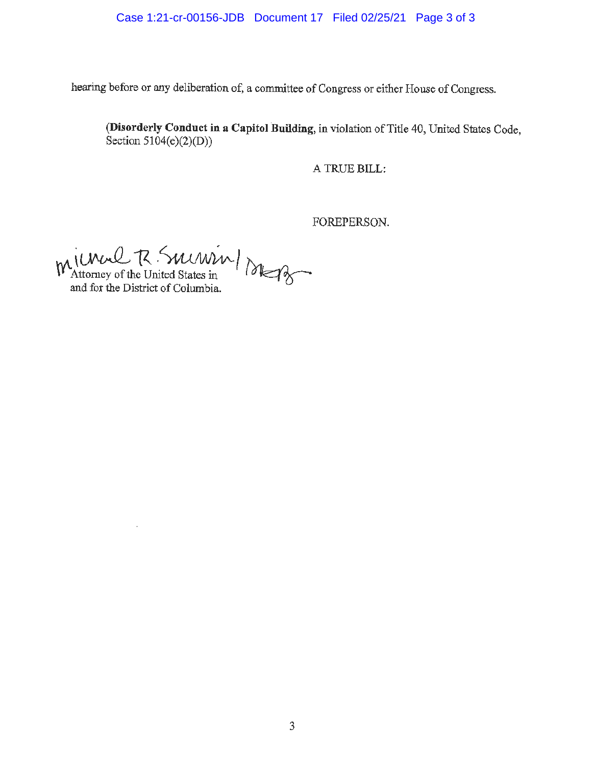hearing before or any deliberation of, a committee of Congress or either House of Congress.

**(Disorderly Conduct in a Capitol Building**, in violation of Title 40, United States Code, Section 5104(e)(2)(D))

A TRUE BILL:

FOREPERSON.

Michael R. Sherwin / DKB

Attorney of the United States in
and for the District of Columbia.